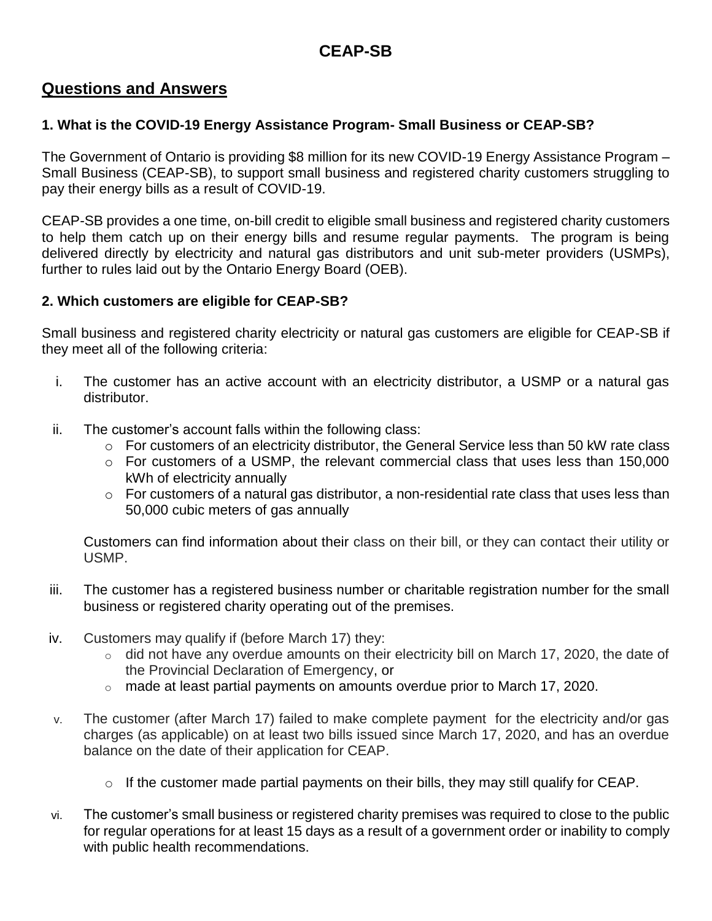# CEAP-SB

## Questions and Answers

### 1. What is the COVID-19 Energy Assistance Program- Small Business or CEAP-SB?

The Government of Ontario is providing $8 million for its new COVID-19 Energy Assistance Program – Small Business (CEAP-SB), to support small business and registered charity customers struggling to pay their energy bills as a result of COVID-19.

CEAP-SB provides a one time, on-bill credit to eligible small business and registered charity customers to help them catch up on their energy bills and resume regular payments. The program is being delivered directly by electricity and natural gas distributors and unit sub-meter providers (USMPs), further to rules laid out by the Ontario Energy Board (OEB).

### 2. Which customers are eligible for CEAP-SB?

Small business and registered charity electricity or natural gas customers are eligible for CEAP-SB if they meet all of the following criteria:

i. The customer has an active account with an electricity distributor, a USMP or a natural gas distributor.

ii. The customer's account falls within the following class:
   - For customers of an electricity distributor, the General Service less than 50 kW rate class
   - For customers of a USMP, the relevant commercial class that uses less than 150,000 kWh of electricity annually
   - For customers of a natural gas distributor, a non-residential rate class that uses less than 50,000 cubic meters of gas annually

   Customers can find information about their class on their bill, or they can contact their utility or USMP.

iii. The customer has a registered business number or charitable registration number for the small business or registered charity operating out of the premises.

iv. Customers may qualify if (before March 17) they:
   - did not have any overdue amounts on their electricity bill on March 17, 2020, the date of the Provincial Declaration of Emergency, or
   - made at least partial payments on amounts overdue prior to March 17, 2020.

v. The customer (after March 17) failed to make complete payment for the electricity and/or gas charges (as applicable) on at least two bills issued since March 17, 2020, and has an overdue balance on the date of their application for CEAP.
   - If the customer made partial payments on their bills, they may still qualify for CEAP.

vi. The customer's small business or registered charity premises was required to close to the public for regular operations for at least 15 days as a result of a government order or inability to comply with public health recommendations.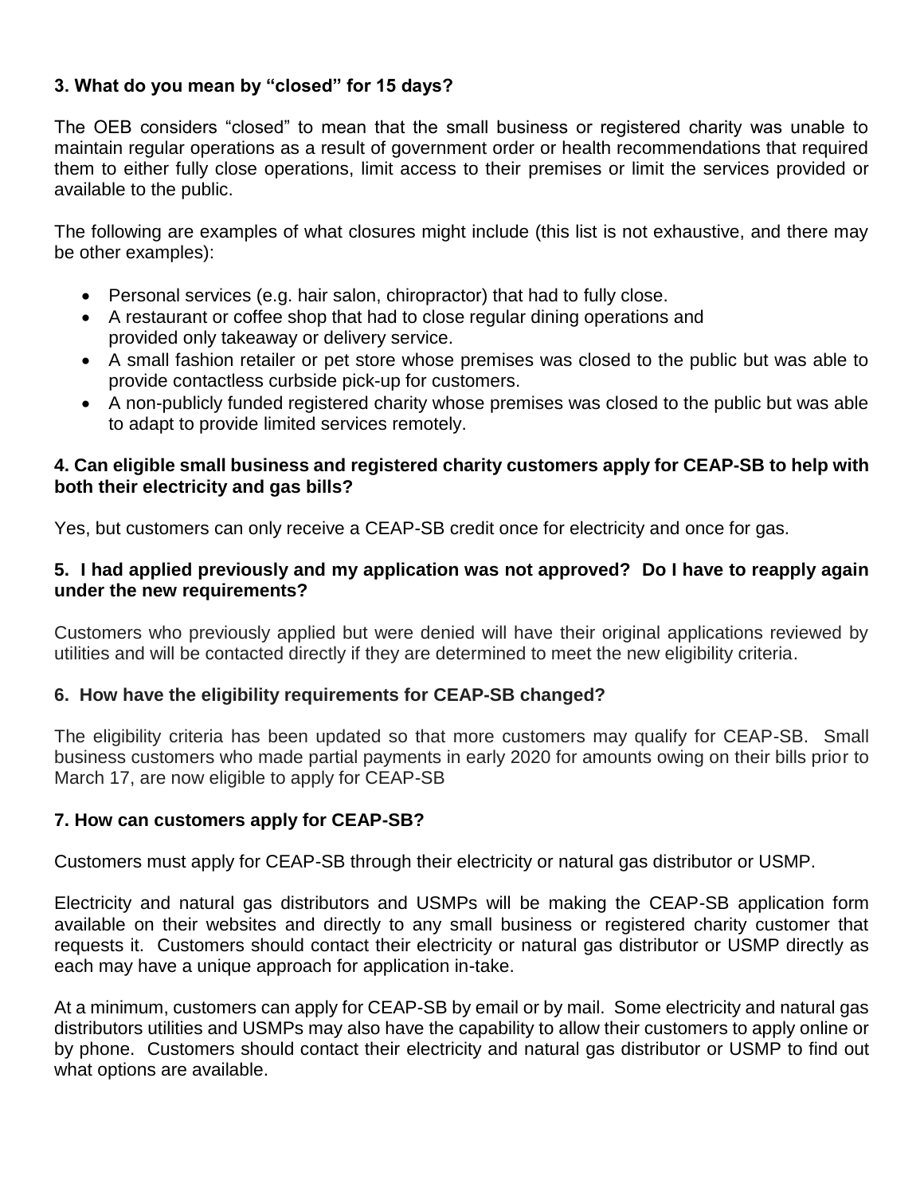### 3. What do you mean by "closed" for 15 days?

The OEB considers "closed" to mean that the small business or registered charity was unable to maintain regular operations as a result of government order or health recommendations that required them to either fully close operations, limit access to their premises or limit the services provided or available to the public.

The following are examples of what closures might include (this list is not exhaustive, and there may be other examples):

- Personal services (e.g. hair salon, chiropractor) that had to fully close.
- A restaurant or coffee shop that had to close regular dining operations and provided only takeaway or delivery service.
- A small fashion retailer or pet store whose premises was closed to the public but was able to provide contactless curbside pick-up for customers.
- A non-publicly funded registered charity whose premises was closed to the public but was able to adapt to provide limited services remotely.

### 4. Can eligible small business and registered charity customers apply for CEAP-SB to help with both their electricity and gas bills?

Yes, but customers can only receive a CEAP-SB credit once for electricity and once for gas.

### 5. I had applied previously and my application was not approved? Do I have to reapply again under the new requirements?

Customers who previously applied but were denied will have their original applications reviewed by utilities and will be contacted directly if they are determined to meet the new eligibility criteria.

### 6. How have the eligibility requirements for CEAP-SB changed?

The eligibility criteria has been updated so that more customers may qualify for CEAP-SB. Small business customers who made partial payments in early 2020 for amounts owing on their bills prior to March 17, are now eligible to apply for CEAP-SB

### 7. How can customers apply for CEAP-SB?

Customers must apply for CEAP-SB through their electricity or natural gas distributor or USMP.

Electricity and natural gas distributors and USMPs will be making the CEAP-SB application form available on their websites and directly to any small business or registered charity customer that requests it. Customers should contact their electricity or natural gas distributor or USMP directly as each may have a unique approach for application in-take.

At a minimum, customers can apply for CEAP-SB by email or by mail. Some electricity and natural gas distributors utilities and USMPs may also have the capability to allow their customers to apply online or by phone. Customers should contact their electricity and natural gas distributor or USMP to find out what options are available.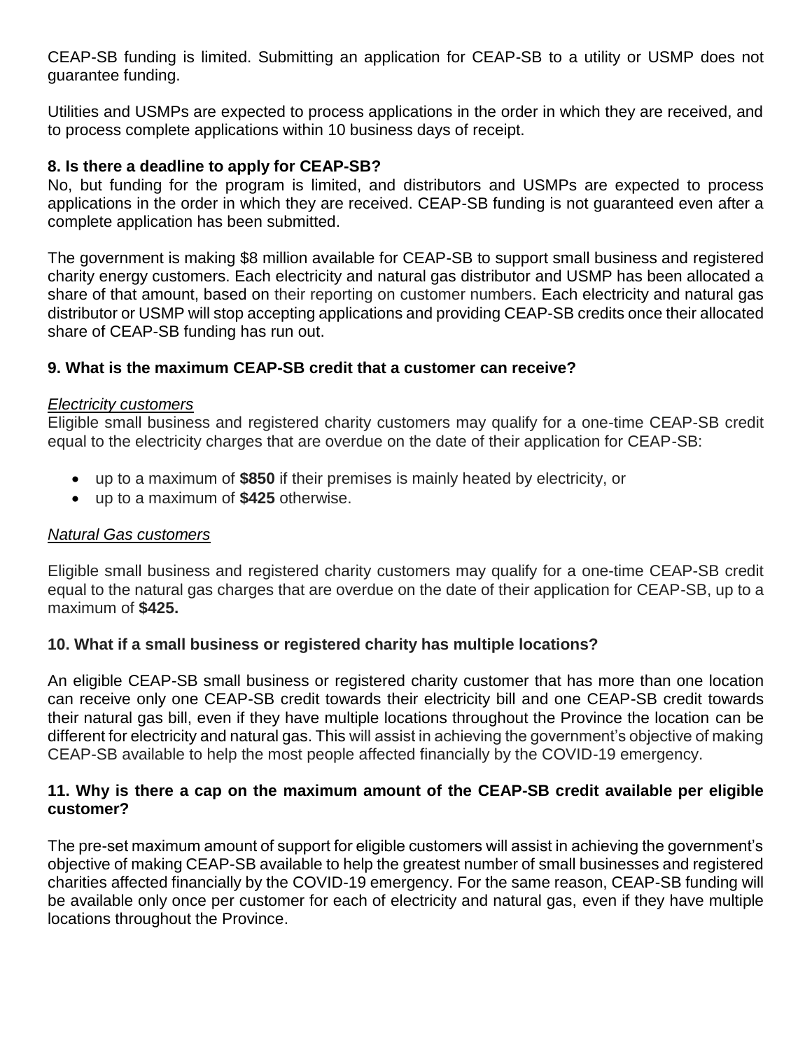CEAP-SB funding is limited. Submitting an application for CEAP-SB to a utility or USMP does not guarantee funding.

Utilities and USMPs are expected to process applications in the order in which they are received, and to process complete applications within 10 business days of receipt.

### 8. Is there a deadline to apply for CEAP-SB?

No, but funding for the program is limited, and distributors and USMPs are expected to process applications in the order in which they are received. CEAP-SB funding is not guaranteed even after a complete application has been submitted.

The government is making $8 million available for CEAP-SB to support small business and registered charity energy customers. Each electricity and natural gas distributor and USMP has been allocated a share of that amount, based on their reporting on customer numbers. Each electricity and natural gas distributor or USMP will stop accepting applications and providing CEAP-SB credits once their allocated share of CEAP-SB funding has run out.

### 9. What is the maximum CEAP-SB credit that a customer can receive?

*Electricity customers*

Eligible small business and registered charity customers may qualify for a one-time CEAP-SB credit equal to the electricity charges that are overdue on the date of their application for CEAP-SB:

- up to a maximum of **$850** if their premises is mainly heated by electricity, or
- up to a maximum of **$425** otherwise.

*Natural Gas customers*

Eligible small business and registered charity customers may qualify for a one-time CEAP-SB credit equal to the natural gas charges that are overdue on the date of their application for CEAP-SB, up to a maximum of **$425.**

### 10. What if a small business or registered charity has multiple locations?

An eligible CEAP-SB small business or registered charity customer that has more than one location can receive only one CEAP-SB credit towards their electricity bill and one CEAP-SB credit towards their natural gas bill, even if they have multiple locations throughout the Province the location can be different for electricity and natural gas. This will assist in achieving the government's objective of making CEAP-SB available to help the most people affected financially by the COVID-19 emergency.

### 11. Why is there a cap on the maximum amount of the CEAP-SB credit available per eligible customer?

The pre-set maximum amount of support for eligible customers will assist in achieving the government's objective of making CEAP-SB available to help the greatest number of small businesses and registered charities affected financially by the COVID-19 emergency. For the same reason, CEAP-SB funding will be available only once per customer for each of electricity and natural gas, even if they have multiple locations throughout the Province.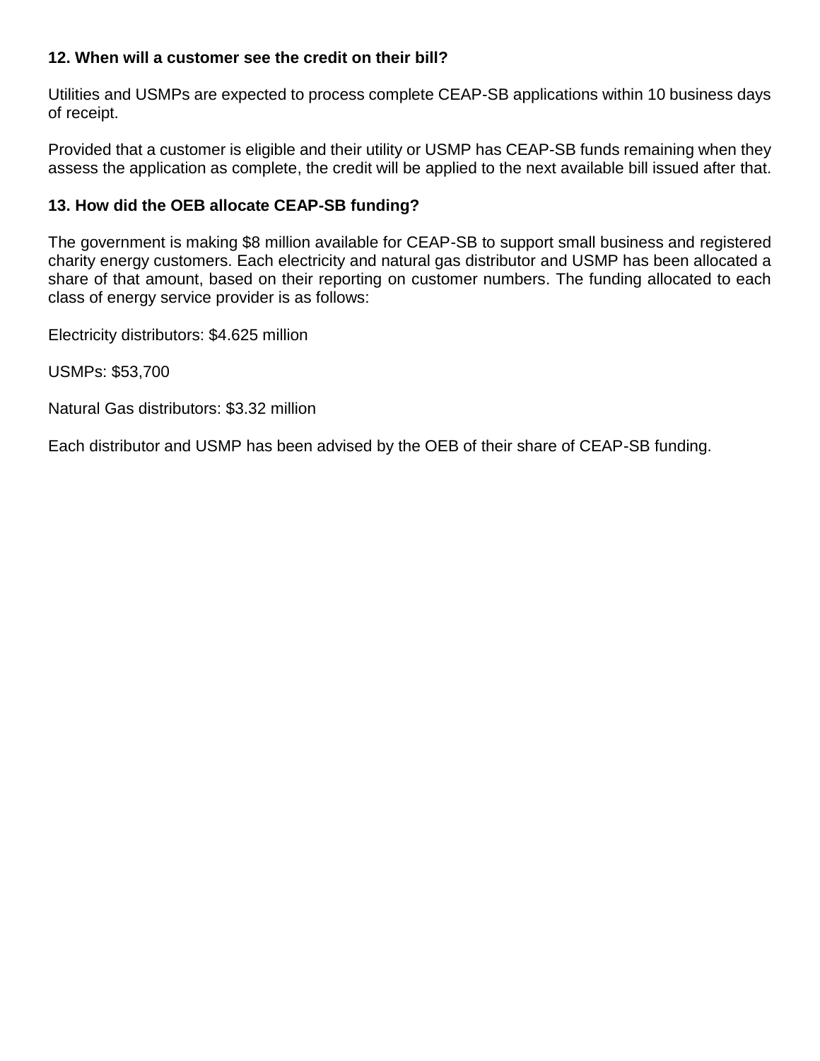**12. When will a customer see the credit on their bill?**

Utilities and USMPs are expected to process complete CEAP-SB applications within 10 business days of receipt.

Provided that a customer is eligible and their utility or USMP has CEAP-SB funds remaining when they assess the application as complete, the credit will be applied to the next available bill issued after that.

**13. How did the OEB allocate CEAP-SB funding?**

The government is making $8 million available for CEAP-SB to support small business and registered charity energy customers. Each electricity and natural gas distributor and USMP has been allocated a share of that amount, based on their reporting on customer numbers. The funding allocated to each class of energy service provider is as follows:

Electricity distributors: $4.625 million

USMPs: $53,700

Natural Gas distributors: $3.32 million

Each distributor and USMP has been advised by the OEB of their share of CEAP-SB funding.